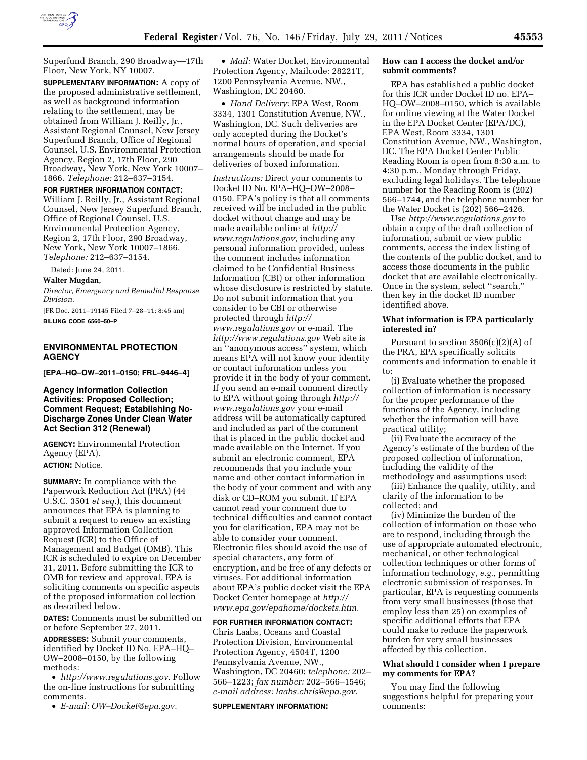Superfund Branch, 290 Broadway—17th Floor, New York, NY 10007.

**SUPPLEMENTARY INFORMATION:** A copy of the proposed administrative settlement, as well as background information relating to the settlement, may be obtained from William J. Reilly, Jr., Assistant Regional Counsel, New Jersey Superfund Branch, Office of Regional Counsel, U.S. Environmental Protection Agency, Region 2, 17th Floor, 290 Broadway, New York, New York 10007–1866. *Telephone:* 212–637–3154.

**FOR FURTHER INFORMATION CONTACT:** William J. Reilly, Jr., Assistant Regional Counsel, New Jersey Superfund Branch, Office of Regional Counsel, U.S. Environmental Protection Agency, Region 2, 17th Floor, 290 Broadway, New York, New York 10007–1866. *Telephone:* 212–637–3154.

Dated: June 24, 2011.

**Walter Mugdan,**

*Director, Emergency and Remedial Response Division.*

[FR Doc. 2011–19145 Filed 7–28–11; 8:45 am]

**BILLING CODE 6560–50–P**

## ENVIRONMENTAL PROTECTION AGENCY

**[EPA–HQ–OW–2011–0150; FRL–9446–4]**

### Agency Information Collection Activities: Proposed Collection; Comment Request; Establishing No-Discharge Zones Under Clean Water Act Section 312 (Renewal)

**AGENCY:** Environmental Protection Agency (EPA).

**ACTION:** Notice.

**SUMMARY:** In compliance with the Paperwork Reduction Act (PRA) (44 U.S.C. 3501 *et seq.*), this document announces that EPA is planning to submit a request to renew an existing approved Information Collection Request (ICR) to the Office of Management and Budget (OMB). This ICR is scheduled to expire on December 31, 2011. Before submitting the ICR to OMB for review and approval, EPA is soliciting comments on specific aspects of the proposed information collection as described below.

**DATES:** Comments must be submitted on or before September 27, 2011.

**ADDRESSES:** Submit your comments, identified by Docket ID No. EPA–HQ–OW–2008–0150, by the following methods:

- *http://www.regulations.gov.* Follow the on-line instructions for submitting comments.
- *E-mail: OW–Docket@epa.gov.*
- *Mail:* Water Docket, Environmental Protection Agency, Mailcode: 28221T, 1200 Pennsylvania Avenue, NW., Washington, DC 20460.
- *Hand Delivery:* EPA West, Room 3334, 1301 Constitution Avenue, NW., Washington, DC. Such deliveries are only accepted during the Docket's normal hours of operation, and special arrangements should be made for deliveries of boxed information.

*Instructions:* Direct your comments to Docket ID No. EPA–HQ–OW–2008–0150. EPA's policy is that all comments received will be included in the public docket without change and may be made available online at *http://www.regulations.gov,* including any personal information provided, unless the comment includes information claimed to be Confidential Business Information (CBI) or other information whose disclosure is restricted by statute. Do not submit information that you consider to be CBI or otherwise protected through *http://www.regulations.gov* or e-mail. The *http://www.regulations.gov* Web site is an ''anonymous access'' system, which means EPA will not know your identity or contact information unless you provide it in the body of your comment. If you send an e-mail comment directly to EPA without going through *http://www.regulations.gov* your e-mail address will be automatically captured and included as part of the comment that is placed in the public docket and made available on the Internet. If you submit an electronic comment, EPA recommends that you include your name and other contact information in the body of your comment and with any disk or CD–ROM you submit. If EPA cannot read your comment due to technical difficulties and cannot contact you for clarification, EPA may not be able to consider your comment. Electronic files should avoid the use of special characters, any form of encryption, and be free of any defects or viruses. For additional information about EPA's public docket visit the EPA Docket Center homepage at *http://www.epa.gov/epahome/dockets.htm.*

**FOR FURTHER INFORMATION CONTACT:** Chris Laabs, Oceans and Coastal Protection Division, Environmental Protection Agency, 4504T, 1200 Pennsylvania Avenue, NW., Washington, DC 20460; *telephone:* 202–566–1223; *fax number:* 202–566–1546; *e-mail address: laabs.chris@epa.gov.*

**SUPPLEMENTARY INFORMATION:**

**How can I access the docket and/or submit comments?**

EPA has established a public docket for this ICR under Docket ID no. EPA–HQ–OW–2008–0150, which is available for online viewing at the Water Docket in the EPA Docket Center (EPA/DC), EPA West, Room 3334, 1301 Constitution Avenue, NW., Washington, DC. The EPA Docket Center Public Reading Room is open from 8:30 a.m. to 4:30 p.m., Monday through Friday, excluding legal holidays. The telephone number for the Reading Room is (202) 566–1744, and the telephone number for the Water Docket is (202) 566–2426.

Use *http://www.regulations.gov* to obtain a copy of the draft collection of information, submit or view public comments, access the index listing of the contents of the public docket, and to access those documents in the public docket that are available electronically. Once in the system, select ''search,'' then key in the docket ID number identified above.

**What information is EPA particularly interested in?**

Pursuant to section 3506(c)(2)(A) of the PRA, EPA specifically solicits comments and information to enable it to:

(i) Evaluate whether the proposed collection of information is necessary for the proper performance of the functions of the Agency, including whether the information will have practical utility;

(ii) Evaluate the accuracy of the Agency's estimate of the burden of the proposed collection of information, including the validity of the methodology and assumptions used;

(iii) Enhance the quality, utility, and clarity of the information to be collected; and

(iv) Minimize the burden of the collection of information on those who are to respond, including through the use of appropriate automated electronic, mechanical, or other technological collection techniques or other forms of information technology, *e.g.,* permitting electronic submission of responses. In particular, EPA is requesting comments from very small businesses (those that employ less than 25) on examples of specific additional efforts that EPA could make to reduce the paperwork burden for very small businesses affected by this collection.

**What should I consider when I prepare my comments for EPA?**

You may find the following suggestions helpful for preparing your comments: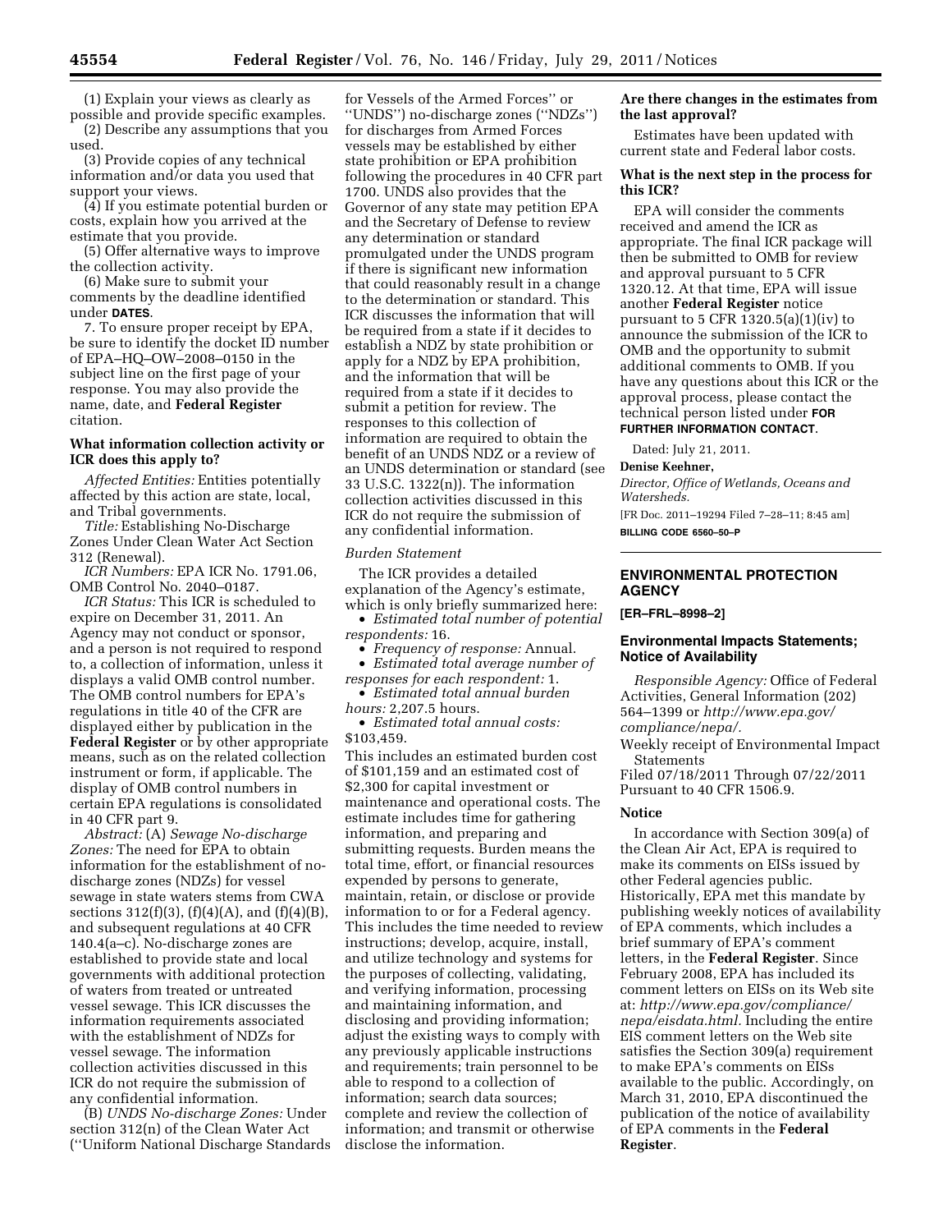(1) Explain your views as clearly as possible and provide specific examples.

(2) Describe any assumptions that you used.

(3) Provide copies of any technical information and/or data you used that support your views.

(4) If you estimate potential burden or costs, explain how you arrived at the estimate that you provide.

(5) Offer alternative ways to improve the collection activity.

(6) Make sure to submit your comments by the deadline identified under **DATES**.

7. To ensure proper receipt by EPA, be sure to identify the docket ID number of EPA–HQ–OW–2008–0150 in the subject line on the first page of your response. You may also provide the name, date, and **Federal Register** citation.

### What information collection activity or ICR does this apply to?

*Affected Entities:* Entities potentially affected by this action are state, local, and Tribal governments.

*Title:* Establishing No-Discharge Zones Under Clean Water Act Section 312 (Renewal).

*ICR Numbers:* EPA ICR No. 1791.06, OMB Control No. 2040–0187.

*ICR Status:* This ICR is scheduled to expire on December 31, 2011. An Agency may not conduct or sponsor, and a person is not required to respond to, a collection of information, unless it displays a valid OMB control number. The OMB control numbers for EPA's regulations in title 40 of the CFR are displayed either by publication in the **Federal Register** or by other appropriate means, such as on the related collection instrument or form, if applicable. The display of OMB control numbers in certain EPA regulations is consolidated in 40 CFR part 9.

*Abstract:* (A) *Sewage No-discharge Zones:* The need for EPA to obtain information for the establishment of no-discharge zones (NDZs) for vessel sewage in state waters stems from CWA sections 312(f)(3), (f)(4)(A), and (f)(4)(B), and subsequent regulations at 40 CFR 140.4(a–c). No-discharge zones are established to provide state and local governments with additional protection of waters from treated or untreated vessel sewage. This ICR discusses the information requirements associated with the establishment of NDZs for vessel sewage. The information collection activities discussed in this ICR do not require the submission of any confidential information.

(B) *UNDS No-discharge Zones:* Under section 312(n) of the Clean Water Act (''Uniform National Discharge Standards for Vessels of the Armed Forces'' or ''UNDS'') no-discharge zones (''NDZs'') for discharges from Armed Forces vessels may be established by either state prohibition or EPA prohibition following the procedures in 40 CFR part 1700. UNDS also provides that the Governor of any state may petition EPA and the Secretary of Defense to review any determination or standard promulgated under the UNDS program if there is significant new information that could reasonably result in a change to the determination or standard. This ICR discusses the information that will be required from a state if it decides to establish a NDZ by state prohibition or apply for a NDZ by EPA prohibition, and the information that will be required from a state if it decides to submit a petition for review. The responses to this collection of information are required to obtain the benefit of an UNDS NDZ or a review of an UNDS determination or standard (see 33 U.S.C. 1322(n)). The information collection activities discussed in this ICR do not require the submission of any confidential information.

*Burden Statement*

The ICR provides a detailed explanation of the Agency's estimate, which is only briefly summarized here:

- *Estimated total number of potential respondents:* 16.
- *Frequency of response:* Annual.
- *Estimated total average number of responses for each respondent:* 1.
- *Estimated total annual burden hours:* 2,207.5 hours.
- *Estimated total annual costs:* $103,459.

This includes an estimated burden cost of $101,159 and an estimated cost of $2,300 for capital investment or maintenance and operational costs. The estimate includes time for gathering information, and preparing and submitting requests. Burden means the total time, effort, or financial resources expended by persons to generate, maintain, retain, or disclose or provide information to or for a Federal agency. This includes the time needed to review instructions; develop, acquire, install, and utilize technology and systems for the purposes of collecting, validating, and verifying information, processing and maintaining information, and disclosing and providing information; adjust the existing ways to comply with any previously applicable instructions and requirements; train personnel to be able to respond to a collection of information; search data sources; complete and review the collection of information; and transmit or otherwise disclose the information.

### Are there changes in the estimates from the last approval?

Estimates have been updated with current state and Federal labor costs.

### What is the next step in the process for this ICR?

EPA will consider the comments received and amend the ICR as appropriate. The final ICR package will then be submitted to OMB for review and approval pursuant to 5 CFR 1320.12. At that time, EPA will issue another **Federal Register** notice pursuant to 5 CFR 1320.5(a)(1)(iv) to announce the submission of the ICR to OMB and the opportunity to submit additional comments to OMB. If you have any questions about this ICR or the approval process, please contact the technical person listed under **FOR FURTHER INFORMATION CONTACT**.

Dated: July 21, 2011.

**Denise Keehner,**

*Director, Office of Wetlands, Oceans and Watersheds.*

[FR Doc. 2011–19294 Filed 7–28–11; 8:45 am]

**BILLING CODE 6560–50–P**

---

## ENVIRONMENTAL PROTECTION AGENCY

**[ER–FRL–8998–2]**

### Environmental Impacts Statements; Notice of Availability

*Responsible Agency:* Office of Federal Activities, General Information (202) 564–1399 or *http://www.epa.gov/compliance/nepa/.*

Weekly receipt of Environmental Impact Statements

Filed 07/18/2011 Through 07/22/2011

Pursuant to 40 CFR 1506.9.

#### Notice

In accordance with Section 309(a) of the Clean Air Act, EPA is required to make its comments on EISs issued by other Federal agencies public. Historically, EPA met this mandate by publishing weekly notices of availability of EPA comments, which includes a brief summary of EPA's comment letters, in the **Federal Register**. Since February 2008, EPA has included its comment letters on EISs on its Web site at: *http://www.epa.gov/compliance/nepa/eisdata.html.* Including the entire EIS comment letters on the Web site satisfies the Section 309(a) requirement to make EPA's comments on EISs available to the public. Accordingly, on March 31, 2010, EPA discontinued the publication of the notice of availability of EPA comments in the **Federal Register**.